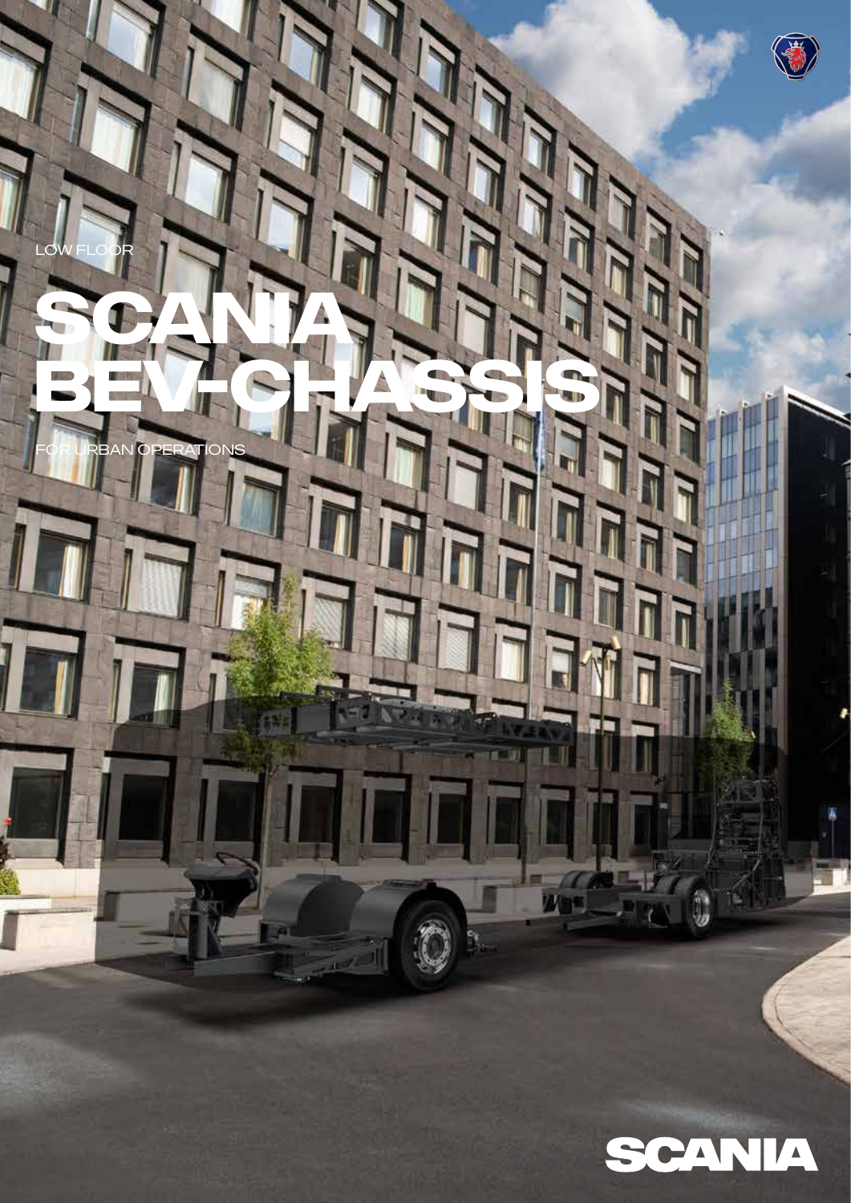LOW FLOOR

# SCANIA BEV-CHASSIS

FOR URBAN OPERATIONS

SCANIA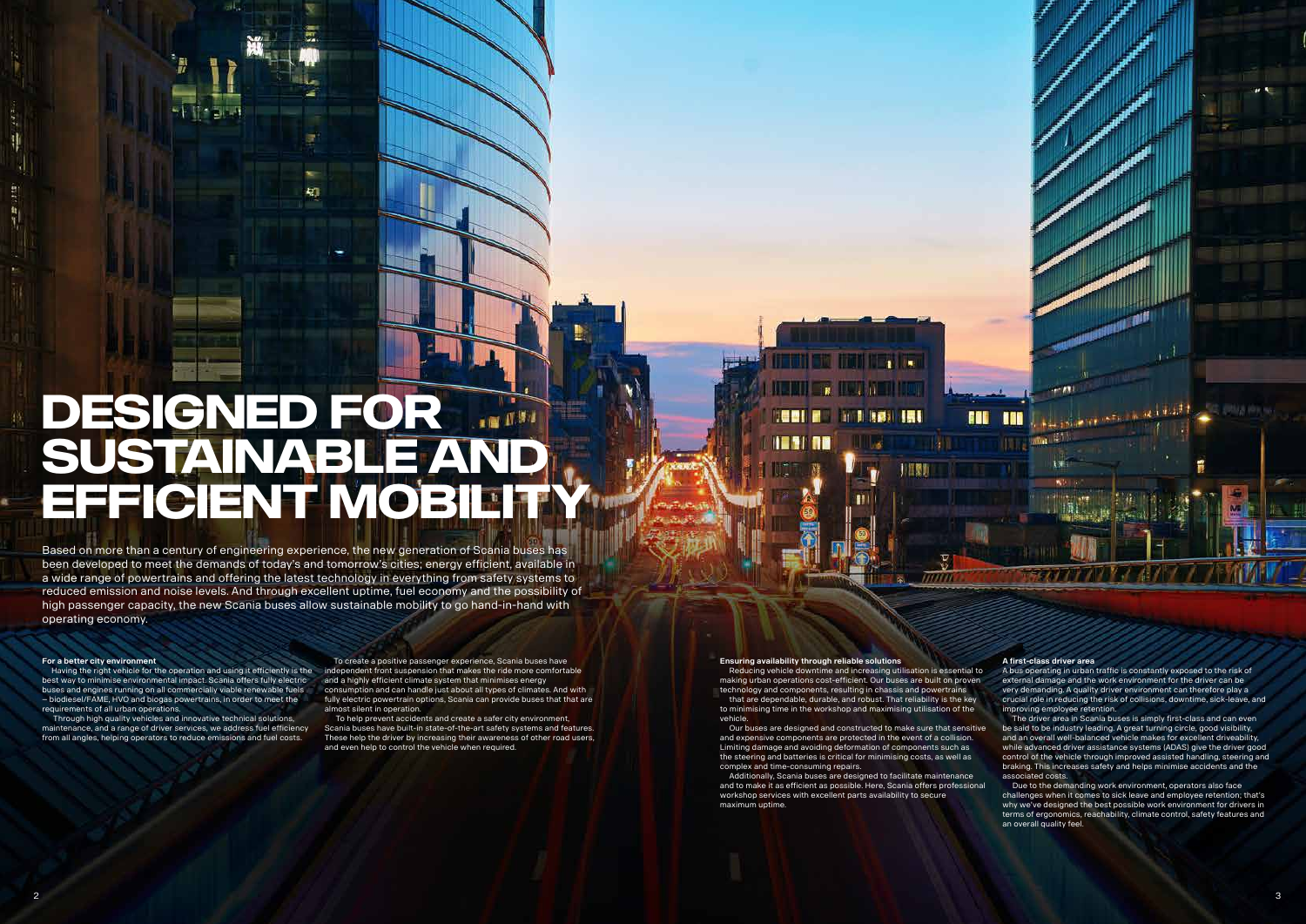# DESIGNED FOR SUSTAINABLE AND EFFICIENT MOBILITY

Based on more than a century of engineering experience, the new generation of Scania buses has been developed to meet the demands of today's and tomorrow's cities; energy efficient, available in a wide range of powertrains and offering the latest technology in everything from safety systems to reduced emission and noise levels. And through excellent uptime, fuel economy and the possibility of high passenger capacity, the new Scania buses allow sustainable mobility to go hand-in-hand with operating economy.

### For a better city environment

Having the right vehicle for the operation and using it efficiently is the best way to minimise environmental impact. Scania offers fully electric buses and engines running on all commercially viable renewable fuels – biodiesel/FAME, HVO and biogas powertrains, in order to meet the requirements of all urban operations.

Through high quality vehicles and innovative technical solutions, maintenance, and a range of driver services, we address fuel efficiency from all angles, helping operators to reduce emissions and fuel costs.

To create a positive passenger experience, Scania buses have independent front suspension that makes the ride more comfortable and a highly efficient climate system that minimises energy consumption and can handle just about all types of climates. And with fully electric powertrain options, Scania can provide buses that that are almost silent in operation.

To help prevent accidents and create a safer city environment, Scania buses have built-in state-of-the-art safety systems and features. These help the driver by increasing their awareness of other road users, and even help to control the vehicle when required.

### Ensuring availability through reliable solutions

Reducing vehicle downtime and increasing utilisation is essential to making urban operations cost-efficient. Our buses are built on proven technology and components, resulting in chassis and powertrains that are dependable, durable, and robust. That reliability is the key to minimising time in the workshop and maximising utilisation of the vehicle.

Our buses are designed and constructed to make sure that sensitive and expensive components are protected in the event of a collision. Limiting damage and avoiding deformation of components such as the steering and batteries is critical for minimising costs, as well as complex and time-consuming repairs.

Additionally, Scania buses are designed to facilitate maintenance and to make it as efficient as possible. Here, Scania offers professional workshop services with excellent parts availability to secure maximum uptime.

### A first-class driver area

A bus operating in urban traffic is constantly exposed to the risk of external damage and the work environment for the driver can be very demanding. A quality driver environment can therefore play a crucial role in reducing the risk of collisions, downtime, sick-leave, and improving employee retention.

The driver area in Scania buses is simply first-class and can even be said to be industry leading. A great turning circle, good visibility, and an overall well-balanced vehicle makes for excellent driveability, while advanced driver assistance systems (ADAS) give the driver good control of the vehicle through improved assisted handling, steering and braking. This increases safety and helps minimise accidents and the associated costs.

Due to the demanding work environment, operators also face challenges when it comes to sick leave and employee retention; that's why we've designed the best possible work environment for drivers in terms of ergonomics, reachability, climate control, safety features and an overall quality feel.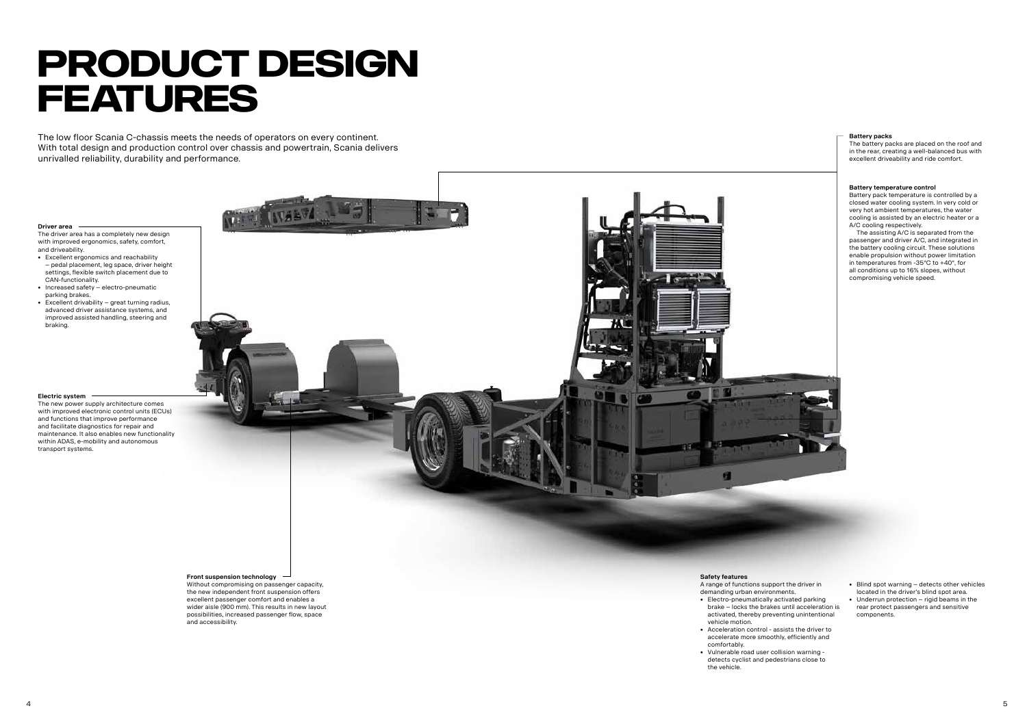# PRODUCT DESIGN FEATURES

The low floor Scania C-chassis meets the needs of operators on every continent. With total design and production control over chassis and powertrain, Scania delivers unrivalled reliability, durability and performance.

**Driver area**

The driver area has a completely new design with improved ergonomics, safety, comfort, and driveability.

- Excellent ergonomics and reachability – pedal placement, leg space, driver height settings, flexible switch placement due to CAN-functionality.
- Increased safety – electro-pneumatic parking brakes.
- Excellent drivability – great turning radius, advanced driver assistance systems, and improved assisted handling, steering and braking.

**Electric system**

The new power supply architecture comes with improved electronic control units (ECUs) and functions that improve performance and facilitate diagnostics for repair and maintenance. It also enables new functionality within ADAS, e-mobility and autonomous transport systems.

**Front suspension technology**

Without compromising on passenger capacity, the new independent front suspension offers excellent passenger comfort and enables a wider aisle (900 mm). This results in new layout possibilities, increased passenger flow, space and accessibility.

**Battery packs**

The battery packs are placed on the roof and in the rear, creating a well-balanced bus with excellent driveability and ride comfort.

**Battery temperature control**

Battery pack temperature is controlled by a closed water cooling system. In very cold or very hot ambient temperatures, the water cooling is assisted by an electric heater or a A/C cooling respectively.

The assisting A/C is separated from the passenger and driver A/C, and integrated in the battery cooling circuit. These solutions enable propulsion without power limitation in temperatures from -35°C to +40°, for all conditions up to 16% slopes, without compromising vehicle speed.

**Safety features**

A range of functions support the driver in demanding urban environments.

- Electro-pneumatically activated parking brake – locks the brakes until acceleration is activated, thereby preventing unintentional vehicle motion.
- Acceleration control - assists the driver to accelerate more smoothly, efficiently and comfortably.
- Vulnerable road user collision warning - detects cyclist and pedestrians close to the vehicle.
- Blind spot warning – detects other vehicles located in the driver's blind spot area.
- Underrun protection – rigid beams in the rear protect passengers and sensitive components.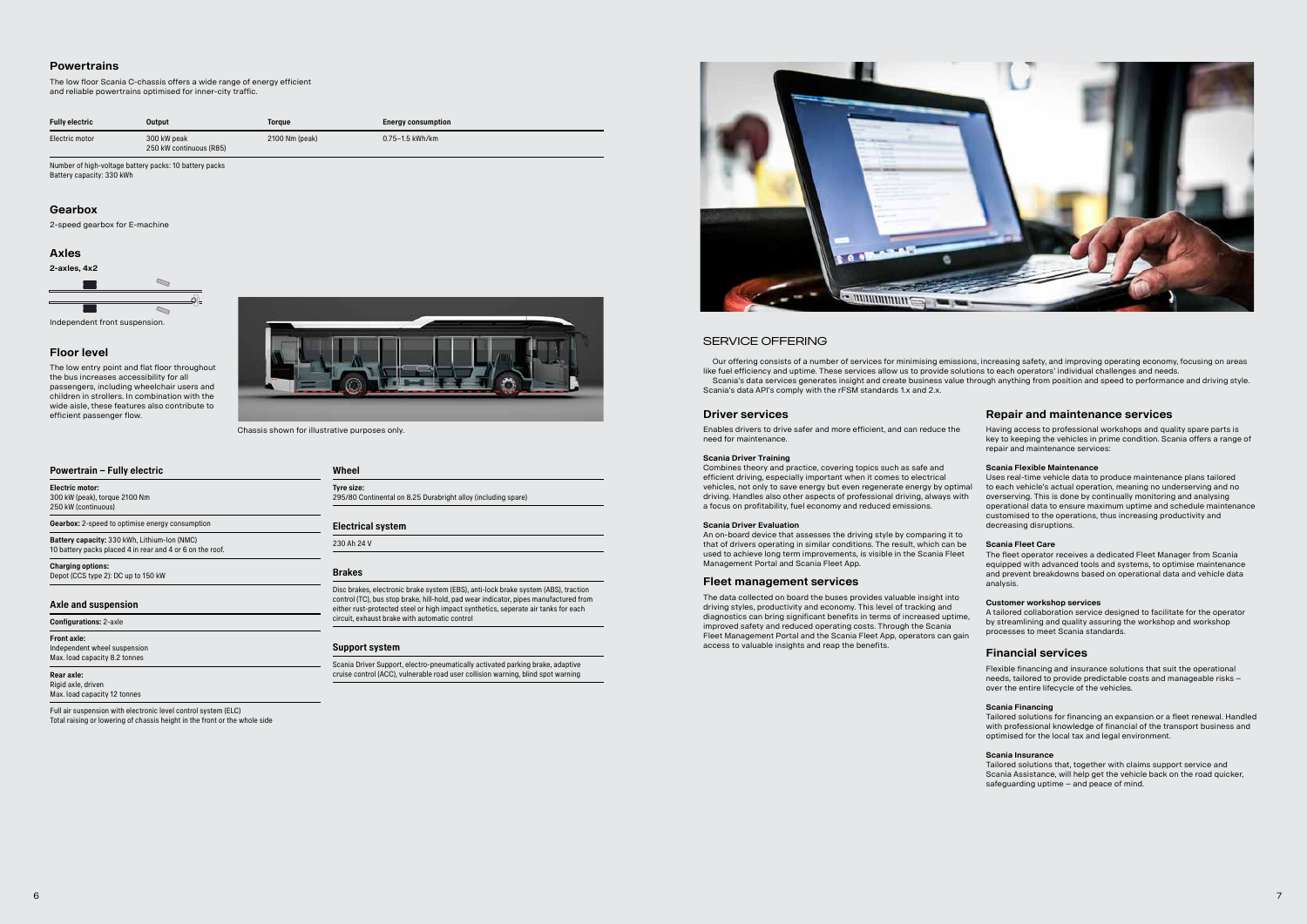## Powertrains

The low floor Scania C-chassis offers a wide range of energy efficient and reliable powertrains optimised for inner-city traffic.

| Fully electric | Output | Torque | Energy consumption |
| --- | --- | --- | --- |
| Electric motor | 300 kW peak<br>250 kW continuous (R85) | 2100 Nm (peak) | 0.75–1.5 kWh/km |

Number of high-voltage battery packs: 10 battery packs
Battery capacity: 330 kWh

## Gearbox

2-speed gearbox for E-machine

## Axles

**2-axles, 4x2**

Independent front suspension.

## Floor level

The low entry point and flat floor throughout the bus increases accessibility for all passengers, including wheelchair users and children in strollers. In combination with the wide aisle, these features also contribute to efficient passenger flow.

Chassis shown for illustrative purposes only.

### Powertrain – Fully electric

**Electric motor:**
300 kW (peak), torque 2100 Nm
250 kW (continuous)

**Gearbox:** 2-speed to optimise energy consumption

**Battery capacity:** 330 kWh, Lithium-Ion (NMC)
10 battery packs placed 4 in rear and 4 or 6 on the roof.

**Charging options:**
Depot (CCS type 2): DC up to 150 kW

### Axle and suspension

**Configurations:** 2-axle

**Front axle:**
Independent wheel suspension
Max. load capacity 8.2 tonnes

**Rear axle:**
Rigid axle, driven
Max. load capacity 12 tonnes

Full air suspension with electronic level control system (ELC)
Total raising or lowering of chassis height in the front or the whole side

### Wheel

**Tyre size:**
295/80 Continental on 8.25 Durabright alloy (including spare)

### Electrical system

230 Ah 24 V

### Brakes

Disc brakes, electronic brake system (EBS), anti-lock brake system (ABS), traction control (TC), bus stop brake, hill-hold, pad wear indicator, pipes manufactured from either rust-protected steel or high impact synthetics, seperate air tanks for each circuit, exhaust brake with automatic control

### Support system

Scania Driver Support, electro-pneumatically activated parking brake, adaptive cruise control (ACC), vulnerable road user collision warning, blind spot warning

## SERVICE OFFERING

Our offering consists of a number of services for minimising emissions, increasing safety, and improving operating economy, focusing on areas like fuel efficiency and uptime. These services allow us to provide solutions to each operators' individual challenges and needs.
Scania's data services generates insight and create business value through anything from position and speed to performance and driving style. Scania's data API's comply with the rFSM standards 1.x and 2.x.

### Driver services

Enables drivers to drive safer and more efficient, and can reduce the need for maintenance.

**Scania Driver Training**
Combines theory and practice, covering topics such as safe and efficient driving, especially important when it comes to electrical vehicles, not only to save energy but even regenerate energy by optimal driving. Handles also other aspects of professional driving, always with a focus on profitability, fuel economy and reduced emissions.

**Scania Driver Evaluation**
An on-board device that assesses the driving style by comparing it to that of drivers operating in similar conditions. The result, which can be used to achieve long term improvements, is visible in the Scania Fleet Management Portal and Scania Fleet App.

### Fleet management services

The data collected on board the buses provides valuable insight into driving styles, productivity and economy. This level of tracking and diagnostics can bring significant benefits in terms of increased uptime, improved safety and reduced operating costs. Through the Scania Fleet Management Portal and the Scania Fleet App, operators can gain access to valuable insights and reap the benefits.

### Repair and maintenance services

Having access to professional workshops and quality spare parts is key to keeping the vehicles in prime condition. Scania offers a range of repair and maintenance services:

**Scania Flexible Maintenance**
Uses real-time vehicle data to produce maintenance plans tailored to each vehicle's actual operation, meaning no underserving and no overserving. This is done by continually monitoring and analysing operational data to ensure maximum uptime and schedule maintenance customised to the operations, thus increasing productivity and decreasing disruptions.

**Scania Fleet Care**
The fleet operator receives a dedicated Fleet Manager from Scania equipped with advanced tools and systems, to optimise maintenance and prevent breakdowns based on operational data and vehicle data analysis.

**Customer workshop services**
A tailored collaboration service designed to facilitate for the operator by streamlining and quality assuring the workshop and workshop processes to meet Scania standards.

### Financial services

Flexible financing and insurance solutions that suit the operational needs, tailored to provide predictable costs and manageable risks – over the entire lifecycle of the vehicles.

**Scania Financing**
Tailored solutions for financing an expansion or a fleet renewal. Handled with professional knowledge of financial of the transport business and optimised for the local tax and legal environment.

**Scania Insurance**
Tailored solutions that, together with claims support service and Scania Assistance, will help get the vehicle back on the road quicker, safeguarding uptime – and peace of mind.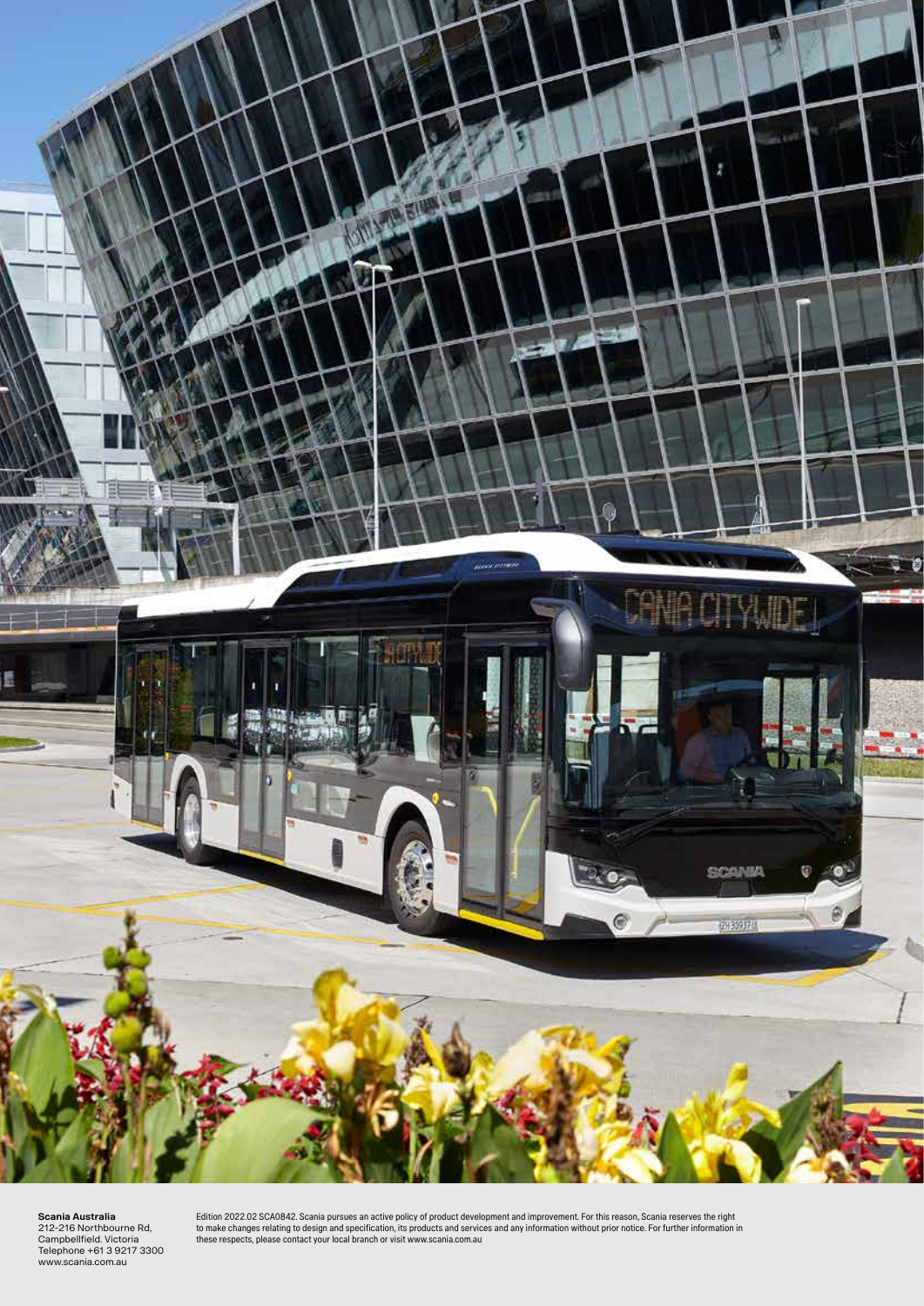**Scania Australia**
212–216 Northbourne Rd,
Campbellfield. Victoria
Telephone +61 3 9217 3300
www.scania.com.au

Edition 2022.02 SCA0842. Scania pursues an active policy of product development and improvement. For this reason, Scania reserves the right to make changes relating to design and specification, its products and services and any information without prior notice. For further information in these respects, please contact your local branch or visit www.scania.com.au